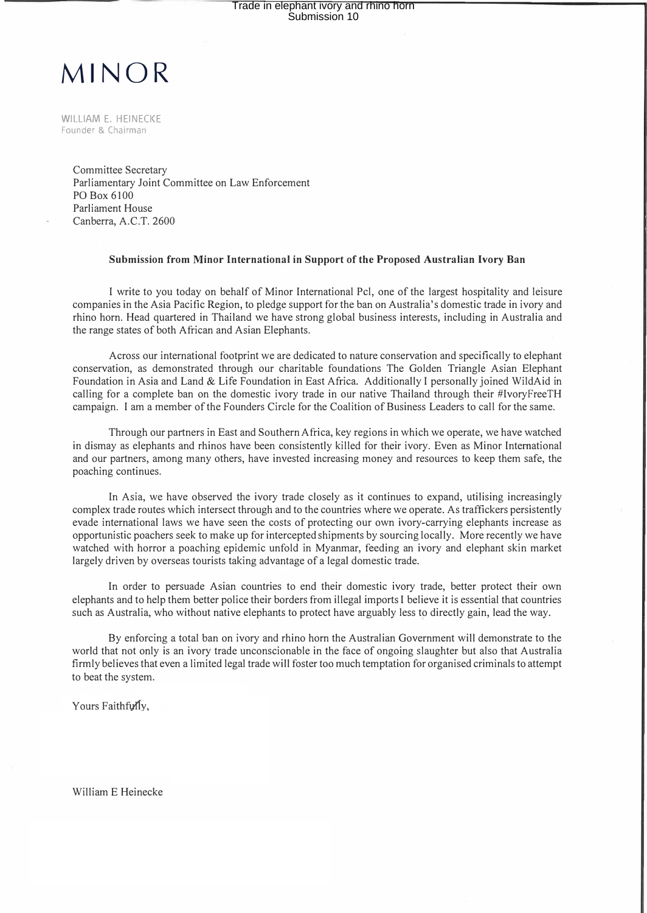# MINOR

WILLIAM E. HEINECKE
Founder & Chairman

Committee Secretary
Parliamentary Joint Committee on Law Enforcement
PO Box 6100
Parliament House
Canberra, A.C.T. 2600

**Submission from Minor International in Support of the Proposed Australian Ivory Ban**

I write to you today on behalf of Minor International Pcl, one of the largest hospitality and leisure companies in the Asia Pacific Region, to pledge support for the ban on Australia's domestic trade in ivory and rhino horn. Head quartered in Thailand we have strong global business interests, including in Australia and the range states of both African and Asian Elephants.

Across our international footprint we are dedicated to nature conservation and specifically to elephant conservation, as demonstrated through our charitable foundations The Golden Triangle Asian Elephant Foundation in Asia and Land & Life Foundation in East Africa. Additionally I personally joined WildAid in calling for a complete ban on the domestic ivory trade in our native Thailand through their #IvoryFreeTH campaign. I am a member of the Founders Circle for the Coalition of Business Leaders to call for the same.

Through our partners in East and Southern Africa, key regions in which we operate, we have watched in dismay as elephants and rhinos have been consistently killed for their ivory. Even as Minor International and our partners, among many others, have invested increasing money and resources to keep them safe, the poaching continues.

In Asia, we have observed the ivory trade closely as it continues to expand, utilising increasingly complex trade routes which intersect through and to the countries where we operate. As traffickers persistently evade international laws we have seen the costs of protecting our own ivory-carrying elephants increase as opportunistic poachers seek to make up for intercepted shipments by sourcing locally. More recently we have watched with horror a poaching epidemic unfold in Myanmar, feeding an ivory and elephant skin market largely driven by overseas tourists taking advantage of a legal domestic trade.

In order to persuade Asian countries to end their domestic ivory trade, better protect their own elephants and to help them better police their borders from illegal imports I believe it is essential that countries such as Australia, who without native elephants to protect have arguably less to directly gain, lead the way.

By enforcing a total ban on ivory and rhino horn the Australian Government will demonstrate to the world that not only is an ivory trade unconscionable in the face of ongoing slaughter but also that Australia firmly believes that even a limited legal trade will foster too much temptation for organised criminals to attempt to beat the system.

Yours Faithfully,

William E Heinecke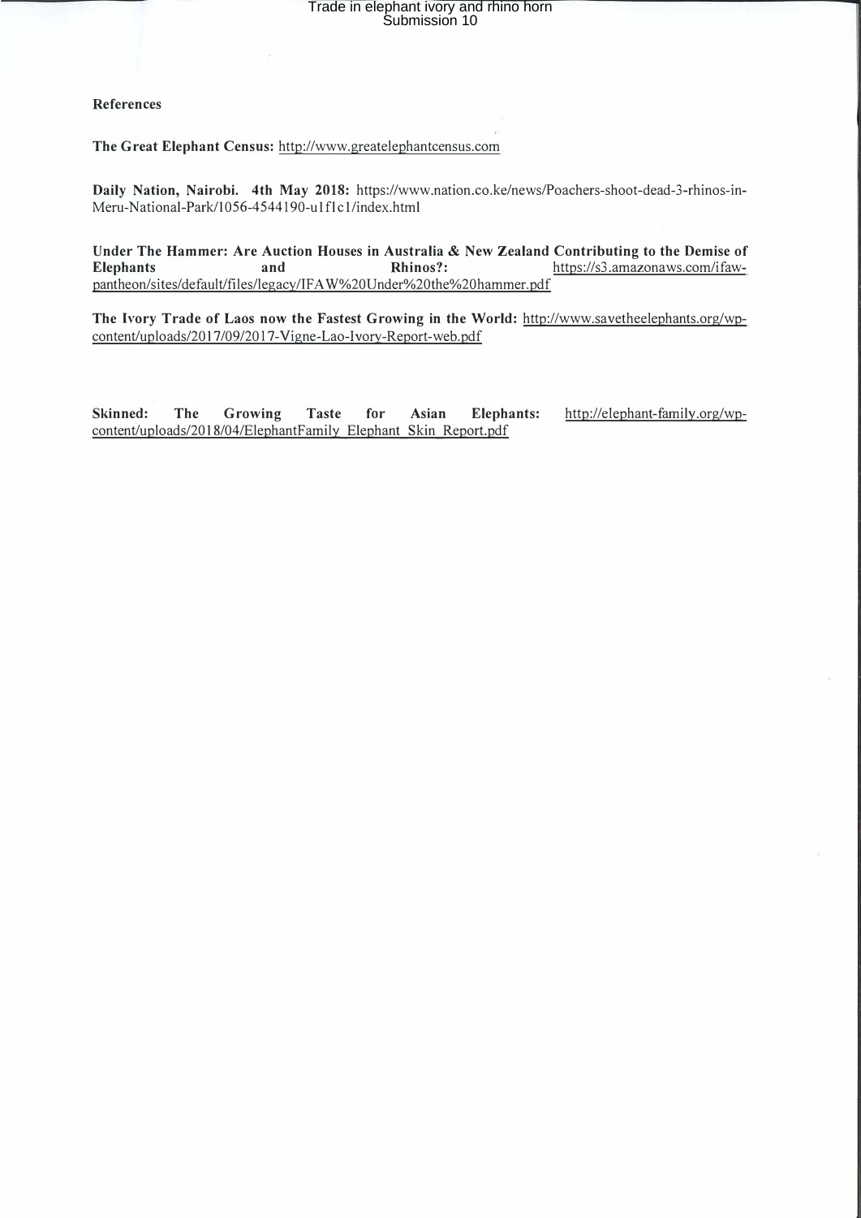**References**

**The Great Elephant Census:** http://www.greatelephantcensus.com

**Daily Nation, Nairobi. 4th May 2018:** https://www.nation.co.ke/news/Poachers-shoot-dead-3-rhinos-in-Meru-National-Park/1056-4544190-u1f1c1/index.html

**Under The Hammer: Are Auction Houses in Australia & New Zealand Contributing to the Demise of Elephants and Rhinos?:** https://s3.amazonaws.com/ifaw-pantheon/sites/default/files/legacy/IFAW%20Under%20the%20hammer.pdf

**The Ivory Trade of Laos now the Fastest Growing in the World:** http://www.savetheelephants.org/wp-content/uploads/2017/09/2017-Vigne-Lao-Ivory-Report-web.pdf

**Skinned: The Growing Taste for Asian Elephants:** http://elephant-family.org/wp-content/uploads/2018/04/ElephantFamily_Elephant_Skin_Report.pdf